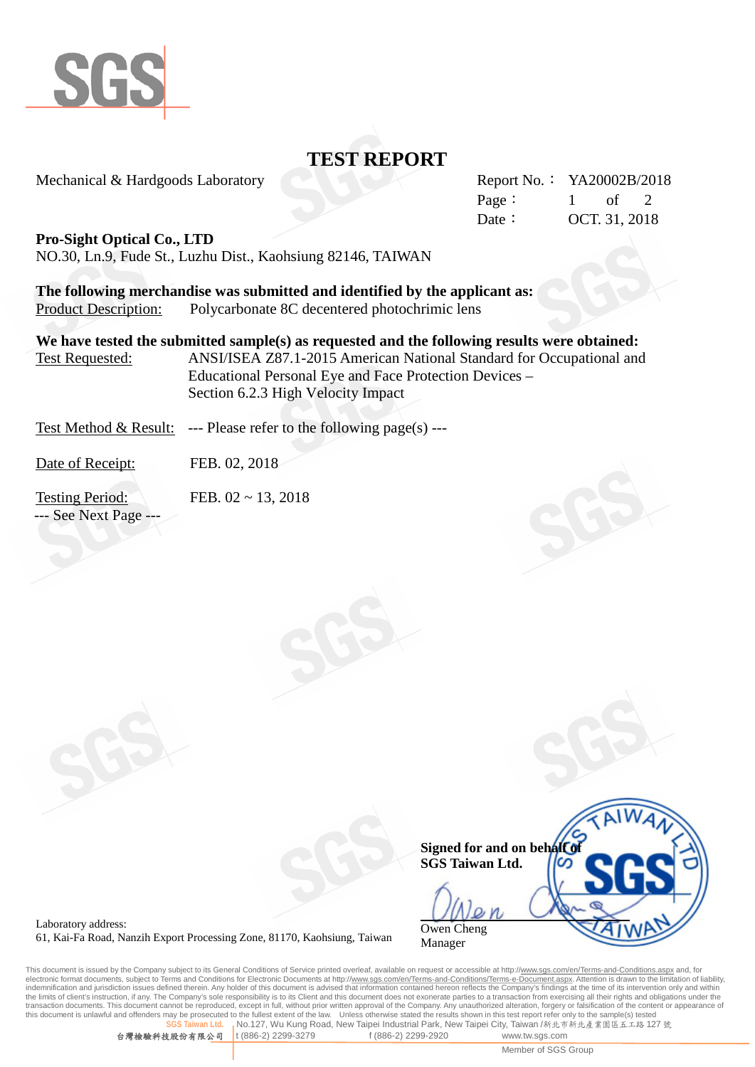# TEST REPORT

Mechanical & Hardgoods Laboratory

Report No.： YA20002B/2018
Date： OCT. 31, 2018

**Pro-Sight Optical Co., LTD**
NO.30, Ln.9, Fude St., Luzhu Dist., Kaohsiung 82146, TAIWAN

**The following merchandise was submitted and identified by the applicant as:**

Product Description: Polycarbonate 8C decentered photochrimic lens

**We have tested the submitted sample(s) as requested and the following results were obtained:**

Test Requested: ANSI/ISEA Z87.1-2015 American National Standard for Occupational and Educational Personal Eye and Face Protection Devices – Section 6.2.3 High Velocity Impact

Test Method & Result: --- Please refer to the following page(s) ---

Date of Receipt: FEB. 02, 2018

Testing Period: FEB. 02 ~ 13, 2018

--- See Next Page ---

**Signed for and on behalf of SGS Taiwan Ltd.**

Owen Cheng
Manager

Laboratory address:
61, Kai-Fa Road, Nanzih Export Processing Zone, 81170, Kaohsiung, Taiwan

This document is issued by the Company subject to its General Conditions of Service printed overleaf, available on request or accessible at http://www.sgs.com/en/Terms-and-Conditions.aspx and, for electronic format documents, subject to Terms and Conditions for Electronic Documents at http://www.sgs.com/en/Terms-and-Conditions/Terms-e-Document.aspx. Attention is drawn to the limitation of liability, indemnification and jurisdiction issues defined therein. Any holder of this document is advised that information contained hereon reflects the Company's findings at the time of its intervention only and within the limits of client's instruction, if any. The Company's sole responsibility is to its Client and this document does not exonerate parties to a transaction from exercising all their rights and obligations under the transaction documents. This document cannot be reproduced, except in full, without prior written approval of the Company. Any unauthorized alteration, forgery or falsification of the content or appearance of this document is unlawful and offenders may be prosecuted to the fullest extent of the law. Unless otherwise stated the results shown in this test report refer only to the sample(s) tested

SGS Taiwan Ltd. No.127, Wu Kung Road, New Taipei Industrial Park, New Taipei City, Taiwan /新北市新北產業園區五工路 127 號
台灣檢驗科技股份有限公司 t (886-2) 2299-3279 f (886-2) 2299-2920 www.tw.sgs.com
Member of SGS Group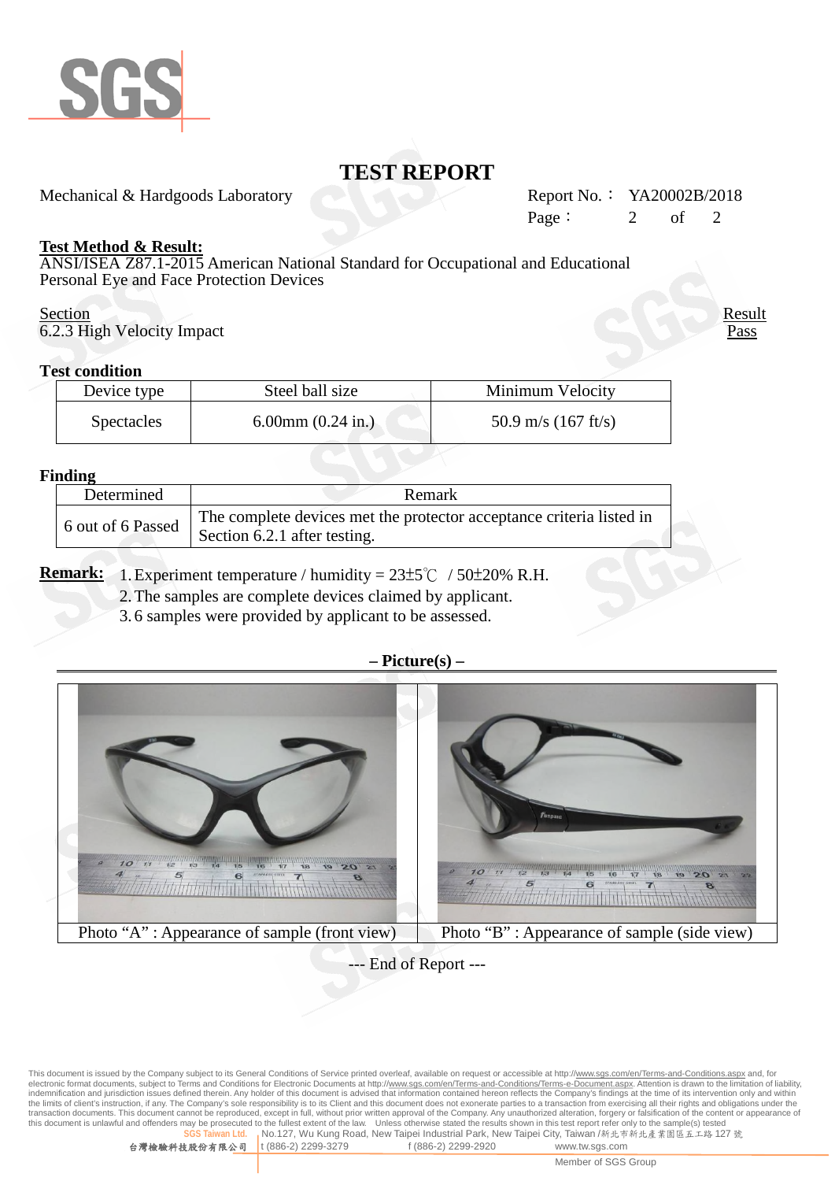# TEST REPORT

Mechanical & Hardgoods Laboratory

Report No.： YA20002B/2018

**Test Method & Result:**

ANSI/ISEA Z87.1-2015 American National Standard for Occupational and Educational Personal Eye and Face Protection Devices

| Section | Result |
|---|---|
| 6.2.3 High Velocity Impact | Pass |

**Test condition**

| Device type | Steel ball size | Minimum Velocity |
|---|---|---|
| Spectacles | 6.00mm (0.24 in.) | 50.9 m/s (167 ft/s) |

**Finding**

| Determined | Remark |
|---|---|
| 6 out of 6 Passed | The complete devices met the protector acceptance criteria listed in Section 6.2.1 after testing. |

**Remark:**
1. Experiment temperature / humidity = 23±5℃ / 50±20% R.H.
2. The samples are complete devices claimed by applicant.
3. 6 samples were provided by applicant to be assessed.

**– Picture(s) –**

Photo "A" : Appearance of sample (front view)

Photo "B" : Appearance of sample (side view)

--- End of Report ---

This document is issued by the Company subject to its General Conditions of Service printed overleaf, available on request or accessible at http://www.sgs.com/en/Terms-and-Conditions.aspx and, for electronic format documents, subject to Terms and Conditions for Electronic Documents at http://www.sgs.com/en/Terms-and-Conditions/Terms-e-Document.aspx. Attention is drawn to the limitation of liability, indemnification and jurisdiction issues defined therein. Any holder of this document is advised that information contained hereon reflects the Company's findings at the time of its intervention only and within the limits of client's instruction, if any. The Company's sole responsibility is to its Client and this document does not exonerate parties to a transaction from exercising all their rights and obligations under the transaction documents. This document cannot be reproduced, except in full, without prior written approval of the Company. Any unauthorized alteration, forgery or falsification of the content or appearance of this document is unlawful and offenders may be prosecuted to the fullest extent of the law. Unless otherwise stated the results shown in this test report refer only to the sample(s) tested

SGS Taiwan Ltd. 台灣檢驗科技股份有限公司 | No.127, Wu Kung Road, New Taipei Industrial Park, New Taipei City, Taiwan /新北市新北產業園區五工路 127 號 | t (886-2) 2299-3279 | f (886-2) 2299-2920 | www.tw.sgs.com

Member of SGS Group